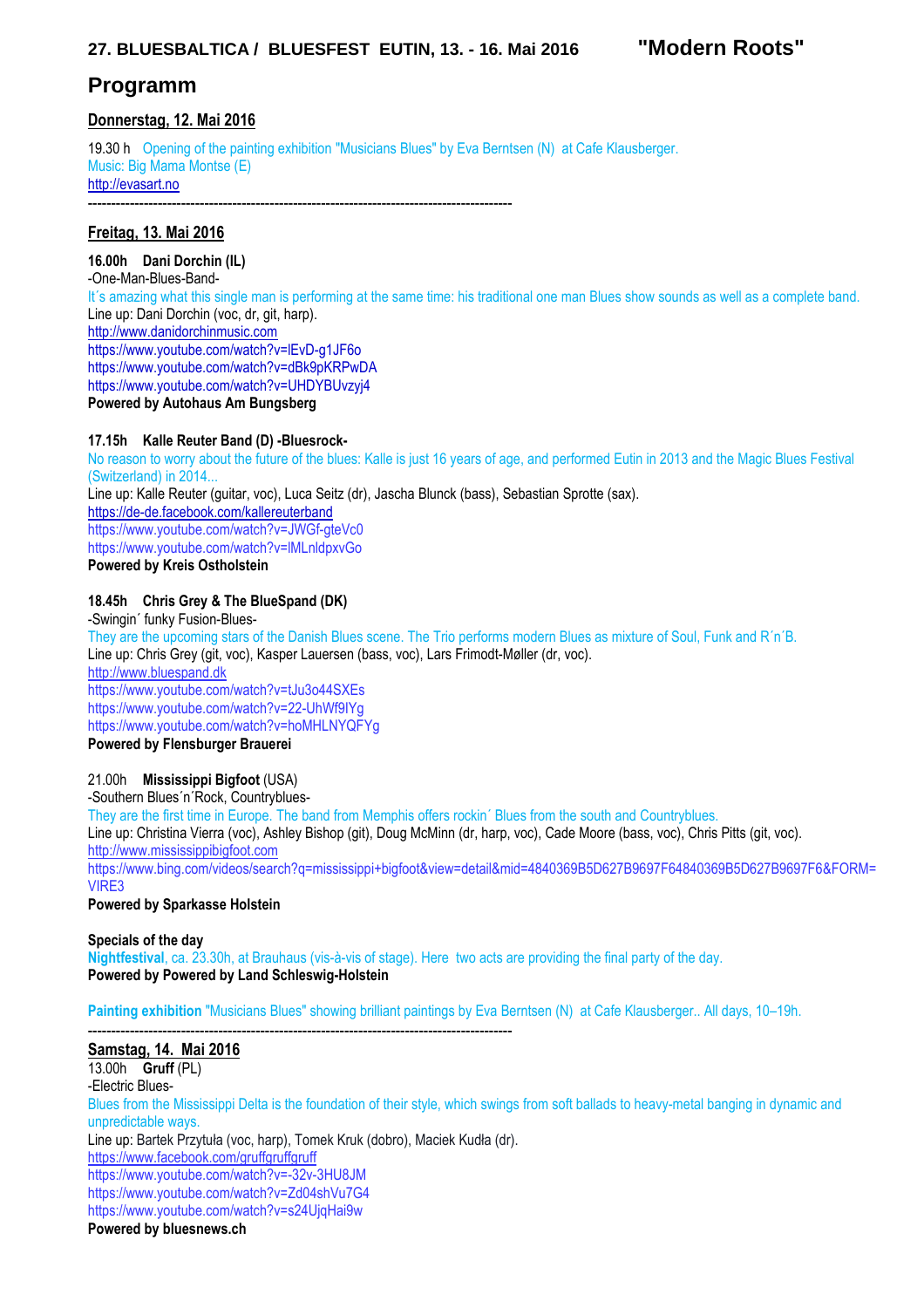**27. BLUESBALTICA / BLUESFEST EUTIN, 13. - 16. Mai 2016** **"Modern Roots"**

# Programm

## Donnerstag, 12. Mai 2016

19.30 h Opening of the painting exhibition "Musicians Blues" by Eva Berntsen (N) at Cafe Klausberger.
Music: Big Mama Montse (E)
http://evasart.no

---

## Freitag, 13. Mai 2016

**16.00h Dani Dorchin (IL)**
-One-Man-Blues-Band-
It´s amazing what this single man is performing at the same time: his traditional one man Blues show sounds as well as a complete band.
Line up: Dani Dorchin (voc, dr, git, harp).
http://www.danidorchinmusic.com
https://www.youtube.com/watch?v=lEvD-g1JF6o
https://www.youtube.com/watch?v=dBk9pKRPwDA
https://www.youtube.com/watch?v=UHDYBUvzyj4
**Powered by Autohaus Am Bungsberg**

**17.15h Kalle Reuter Band (D) -Bluesrock-**
No reason to worry about the future of the blues: Kalle is just 16 years of age, and performed Eutin in 2013 and the Magic Blues Festival (Switzerland) in 2014...
Line up: Kalle Reuter (guitar, voc), Luca Seitz (dr), Jascha Blunck (bass), Sebastian Sprotte (sax).
https://de-de.facebook.com/kallereuterband
https://www.youtube.com/watch?v=JWGf-gteVc0
https://www.youtube.com/watch?v=lMLnldpxvGo
**Powered by Kreis Ostholstein**

**18.45h Chris Grey & The BlueSpand (DK)**
-Swingin´ funky Fusion-Blues-
They are the upcoming stars of the Danish Blues scene. The Trio performs modern Blues as mixture of Soul, Funk and R´n´B.
Line up: Chris Grey (git, voc), Kasper Lauersen (bass, voc), Lars Frimodt-Møller (dr, voc).
http://www.bluespand.dk
https://www.youtube.com/watch?v=tJu3o44SXEs
https://www.youtube.com/watch?v=22-UhWf9lYg
https://www.youtube.com/watch?v=hoMHLNYQFYg
**Powered by Flensburger Brauerei**

21.00h **Mississippi Bigfoot** (USA)
-Southern Blues´n´Rock, Countryblues-
They are the first time in Europe. The band from Memphis offers rockin´ Blues from the south and Countryblues.
Line up: Christina Vierra (voc), Ashley Bishop (git), Doug McMinn (dr, harp, voc), Cade Moore (bass, voc), Chris Pitts (git, voc).
http://www.mississippibigfoot.com
https://www.bing.com/videos/search?q=mississippi+bigfoot&view=detail&mid=4840369B5D627B9697F64840369B5D627B9697F6&FORM=VIRE3
**Powered by Sparkasse Holstein**

**Specials of the day**
**Nightfestival**, ca. 23.30h, at Brauhaus (vis-à-vis of stage). Here two acts are providing the final party of the day.
**Powered by Powered by Land Schleswig-Holstein**

**Painting exhibition** "Musicians Blues" showing brilliant paintings by Eva Berntsen (N) at Cafe Klausberger.. All days, 10–19h.

---

## Samstag, 14. Mai 2016

13.00h **Gruff** (PL)
-Electric Blues-
Blues from the Mississippi Delta is the foundation of their style, which swings from soft ballads to heavy-metal banging in dynamic and unpredictable ways.
Line up: Bartek Przytuła (voc, harp), Tomek Kruk (dobro), Maciek Kudła (dr).
https://www.facebook.com/gruffgruffgruff
https://www.youtube.com/watch?v=-32v-3HU8JM
https://www.youtube.com/watch?v=Zd04shVu7G4
https://www.youtube.com/watch?v=s24UjqHai9w
**Powered by bluesnews.ch**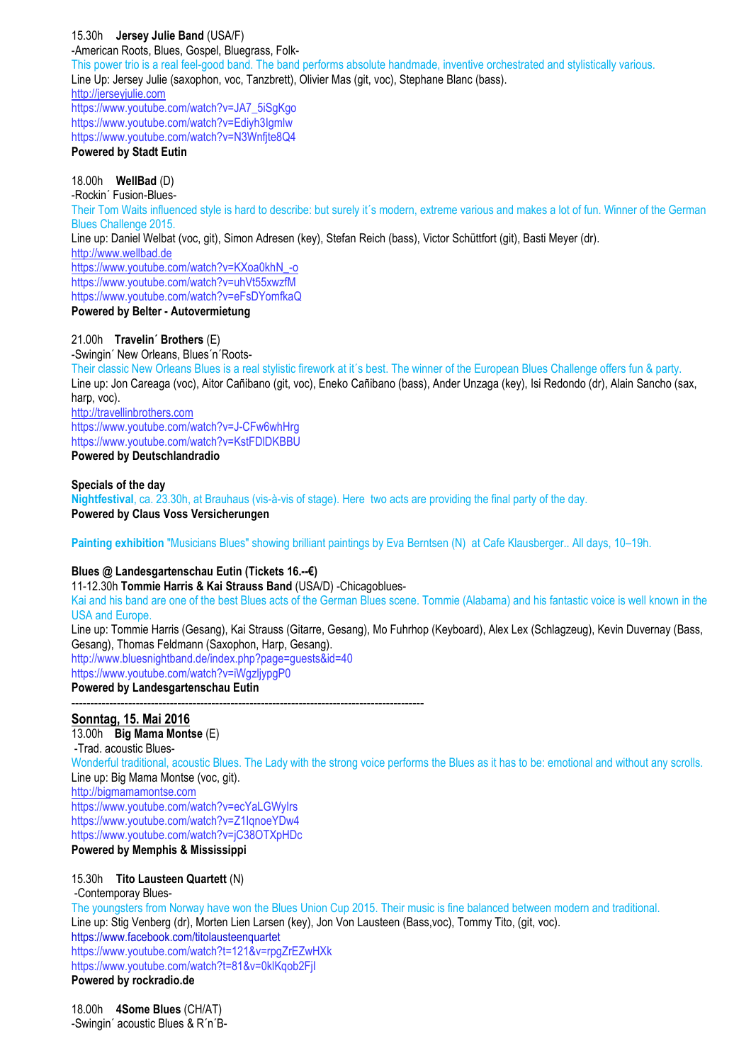15.30h **Jersey Julie Band** (USA/F)
-American Roots, Blues, Gospel, Bluegrass, Folk-
This power trio is a real feel-good band. The band performs absolute handmade, inventive orchestrated and stylistically various.
Line Up: Jersey Julie (saxophon, voc, Tanzbrett), Olivier Mas (git, voc), Stephane Blanc (bass).
http://jerseyjulie.com
https://www.youtube.com/watch?v=JA7_5iSgKgo
https://www.youtube.com/watch?v=Ediyh3Igmlw
https://www.youtube.com/watch?v=N3Wnfjte8Q4
**Powered by Stadt Eutin**

18.00h **WellBad** (D)
-Rockin´ Fusion-Blues-
Their Tom Waits influenced style is hard to describe: but surely it´s modern, extreme various and makes a lot of fun. Winner of the German Blues Challenge 2015.
Line up: Daniel Welbat (voc, git), Simon Adresen (key), Stefan Reich (bass), Victor Schüttfort (git), Basti Meyer (dr).
http://www.wellbad.de
https://www.youtube.com/watch?v=KXoa0khN_-o
https://www.youtube.com/watch?v=uhVt55xwzfM
https://www.youtube.com/watch?v=eFsDYomfkaQ
**Powered by Belter - Autovermietung**

21.00h **Travelin´ Brothers** (E)
-Swingin´ New Orleans, Blues´n´Roots-
Their classic New Orleans Blues is a real stylistic firework at it´s best. The winner of the European Blues Challenge offers fun & party.
Line up: Jon Careaga (voc), Aitor Cañibano (git, voc), Eneko Cañibano (bass), Ander Unzaga (key), Isi Redondo (dr), Alain Sancho (sax, harp, voc).
http://travellinbrothers.com
https://www.youtube.com/watch?v=J-CFw6whHrg
https://www.youtube.com/watch?v=KstFDlDKBBU
**Powered by Deutschlandradio**

**Specials of the day**
**Nightfestival**, ca. 23.30h, at Brauhaus (vis-à-vis of stage). Here two acts are providing the final party of the day.
**Powered by Claus Voss Versicherungen**

**Painting exhibition** "Musicians Blues" showing brilliant paintings by Eva Berntsen (N) at Cafe Klausberger.. All days, 10–19h.

**Blues @ Landesgartenschau Eutin (Tickets 16.--€)**
11-12.30h **Tommie Harris & Kai Strauss Band** (USA/D) -Chicagoblues-
Kai and his band are one of the best Blues acts of the German Blues scene. Tommie (Alabama) and his fantastic voice is well known in the USA and Europe.
Line up: Tommie Harris (Gesang), Kai Strauss (Gitarre, Gesang), Mo Fuhrhop (Keyboard), Alex Lex (Schlagzeug), Kevin Duvernay (Bass, Gesang), Thomas Feldmann (Saxophon, Harp, Gesang).
http://www.bluesnightband.de/index.php?page=guests&id=40
https://www.youtube.com/watch?v=iWgzljypgP0
**Powered by Landesgartenschau Eutin**

----------------------------------------------------------------------------------------------

## Sonntag, 15. Mai 2016

13.00h **Big Mama Montse** (E)
-Trad. acoustic Blues-
Wonderful traditional, acoustic Blues. The Lady with the strong voice performs the Blues as it has to be: emotional and without any scrolls.
Line up: Big Mama Montse (voc, git).
http://bigmamamontse.com
https://www.youtube.com/watch?v=ecYaLGWyIrs
https://www.youtube.com/watch?v=Z1IqnoeYDw4
https://www.youtube.com/watch?v=jC38OTXpHDc
**Powered by Memphis & Mississippi**

15.30h **Tito Lausteen Quartett** (N)
-Contemporay Blues-
The youngsters from Norway have won the Blues Union Cup 2015. Their music is fine balanced between modern and traditional.
Line up: Stig Venberg (dr), Morten Lien Larsen (key), Jon Von Lausteen (Bass,voc), Tommy Tito, (git, voc).
https://www.facebook.com/titolausteenquartet
https://www.youtube.com/watch?t=121&v=rpgZrEZwHXk
https://www.youtube.com/watch?t=81&v=0kIKqob2FjI
**Powered by rockradio.de**

18.00h **4Some Blues** (CH/AT)
-Swingin´ acoustic Blues & R´n´B-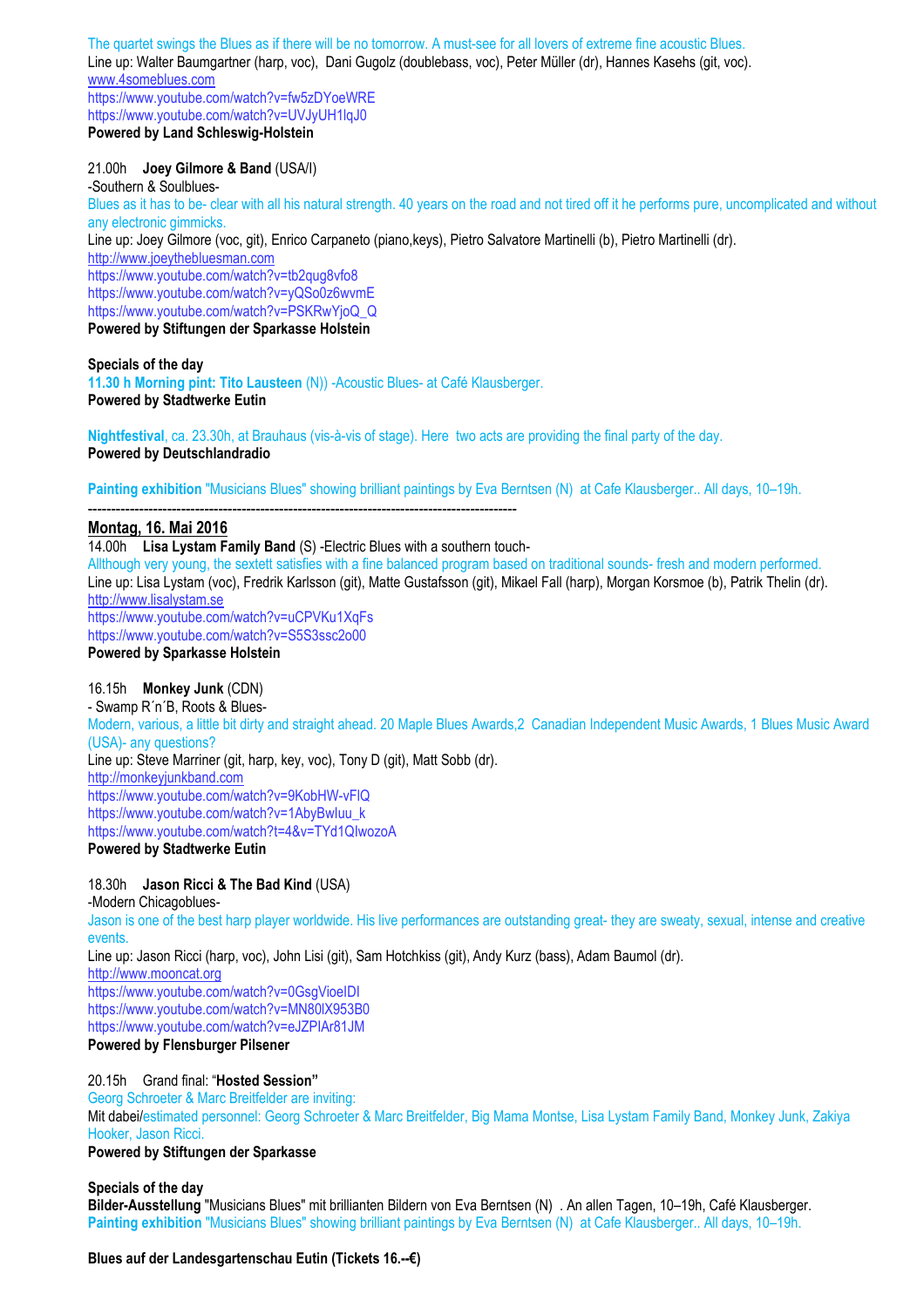The quartet swings the Blues as if there will be no tomorrow. A must-see for all lovers of extreme fine acoustic Blues.
Line up: Walter Baumgartner (harp, voc), Dani Gugolz (doublebass, voc), Peter Müller (dr), Hannes Kasehs (git, voc).
www.4someblues.com
https://www.youtube.com/watch?v=fw5zDYoeWRE
https://www.youtube.com/watch?v=UVJyUH1lqJ0
**Powered by Land Schleswig-Holstein**

21.00h **Joey Gilmore & Band** (USA/I)
-Southern & Soulblues-
Blues as it has to be- clear with all his natural strength. 40 years on the road and not tired off it he performs pure, uncomplicated and without any electronic gimmicks.
Line up: Joey Gilmore (voc, git), Enrico Carpaneto (piano,keys), Pietro Salvatore Martinelli (b), Pietro Martinelli (dr).
http://www.joeythebluesman.com
https://www.youtube.com/watch?v=tb2qug8vfo8
https://www.youtube.com/watch?v=yQSo0z6wvmE
https://www.youtube.com/watch?v=PSKRwYjoQ_Q
**Powered by Stiftungen der Sparkasse Holstein**

**Specials of the day**
**11.30 h Morning pint: Tito Lausteen** (N)) -Acoustic Blues- at Café Klausberger.
**Powered by Stadtwerke Eutin**

**Nightfestival**, ca. 23.30h, at Brauhaus (vis-à-vis of stage). Here two acts are providing the final party of the day.
**Powered by Deutschlandradio**

**Painting exhibition** "Musicians Blues" showing brilliant paintings by Eva Berntsen (N) at Cafe Klausberger.. All days, 10–19h.

---

## Montag, 16. Mai 2016

14.00h **Lisa Lystam Family Band** (S) -Electric Blues with a southern touch-
Allthough very young, the sextett satisfies with a fine balanced program based on traditional sounds- fresh and modern performed.
Line up: Lisa Lystam (voc), Fredrik Karlsson (git), Matte Gustafsson (git), Mikael Fall (harp), Morgan Korsmoe (b), Patrik Thelin (dr).
http://www.lisalystam.se
https://www.youtube.com/watch?v=uCPVKu1XqFs
https://www.youtube.com/watch?v=S5S3ssc2o00
**Powered by Sparkasse Holstein**

16.15h **Monkey Junk** (CDN)
- Swamp R´n´B, Roots & Blues-
Modern, various, a little bit dirty and straight ahead. 20 Maple Blues Awards,2 Canadian Independent Music Awards, 1 Blues Music Award (USA)- any questions?
Line up: Steve Marriner (git, harp, key, voc), Tony D (git), Matt Sobb (dr).
http://monkeyjunkband.com
https://www.youtube.com/watch?v=9KobHW-vFlQ
https://www.youtube.com/watch?v=1AbyBwIuu_k
https://www.youtube.com/watch?t=4&v=TYd1QIwozoA
**Powered by Stadtwerke Eutin**

18.30h **Jason Ricci & The Bad Kind** (USA)
-Modern Chicagoblues-
Jason is one of the best harp player worldwide. His live performances are outstanding great- they are sweaty, sexual, intense and creative events.
Line up: Jason Ricci (harp, voc), John Lisi (git), Sam Hotchkiss (git), Andy Kurz (bass), Adam Baumol (dr).
http://www.mooncat.org
https://www.youtube.com/watch?v=0GsgVioeIDI
https://www.youtube.com/watch?v=MN80lX953B0
https://www.youtube.com/watch?v=eJZPIAr81JM
**Powered by Flensburger Pilsener**

20.15h Grand final: "**Hosted Session"**
Georg Schroeter & Marc Breitfelder are inviting:
Mit dabei/estimated personnel: Georg Schroeter & Marc Breitfelder, Big Mama Montse, Lisa Lystam Family Band, Monkey Junk, Zakiya Hooker, Jason Ricci.
**Powered by Stiftungen der Sparkasse**

**Specials of the day**
**Bilder-Ausstellung** "Musicians Blues" mit brillianten Bildern von Eva Berntsen (N) . An allen Tagen, 10–19h, Café Klausberger.
**Painting exhibition** "Musicians Blues" showing brilliant paintings by Eva Berntsen (N) at Cafe Klausberger.. All days, 10–19h.

**Blues auf der Landesgartenschau Eutin (Tickets 16.--€)**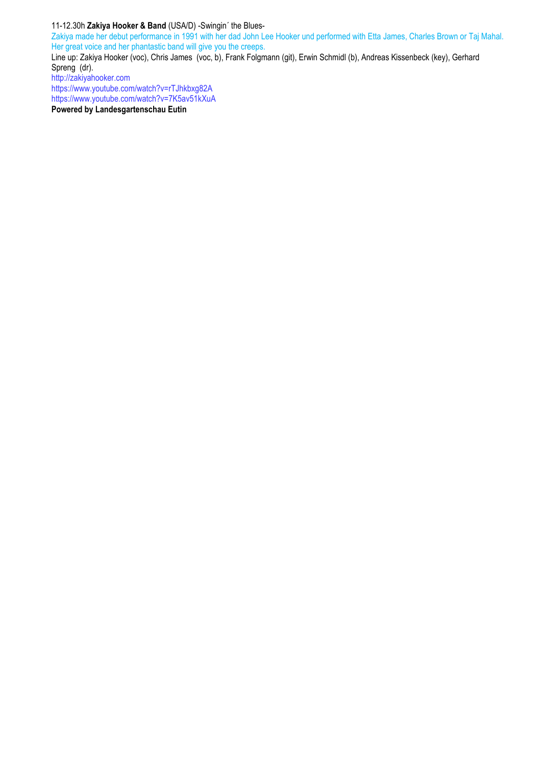11-12.30h **Zakiya Hooker & Band** (USA/D) -Swingin´ the Blues-

Zakiya made her debut performance in 1991 with her dad John Lee Hooker und performed with Etta James, Charles Brown or Taj Mahal. Her great voice and her phantastic band will give you the creeps.

Line up: Zakiya Hooker (voc), Chris James (voc, b), Frank Folgmann (git), Erwin Schmidl (b), Andreas Kissenbeck (key), Gerhard Spreng (dr).

http://zakiyahooker.com

https://www.youtube.com/watch?v=rTJhkbxg82A

https://www.youtube.com/watch?v=7K5av51kXuA

**Powered by Landesgartenschau Eutin**